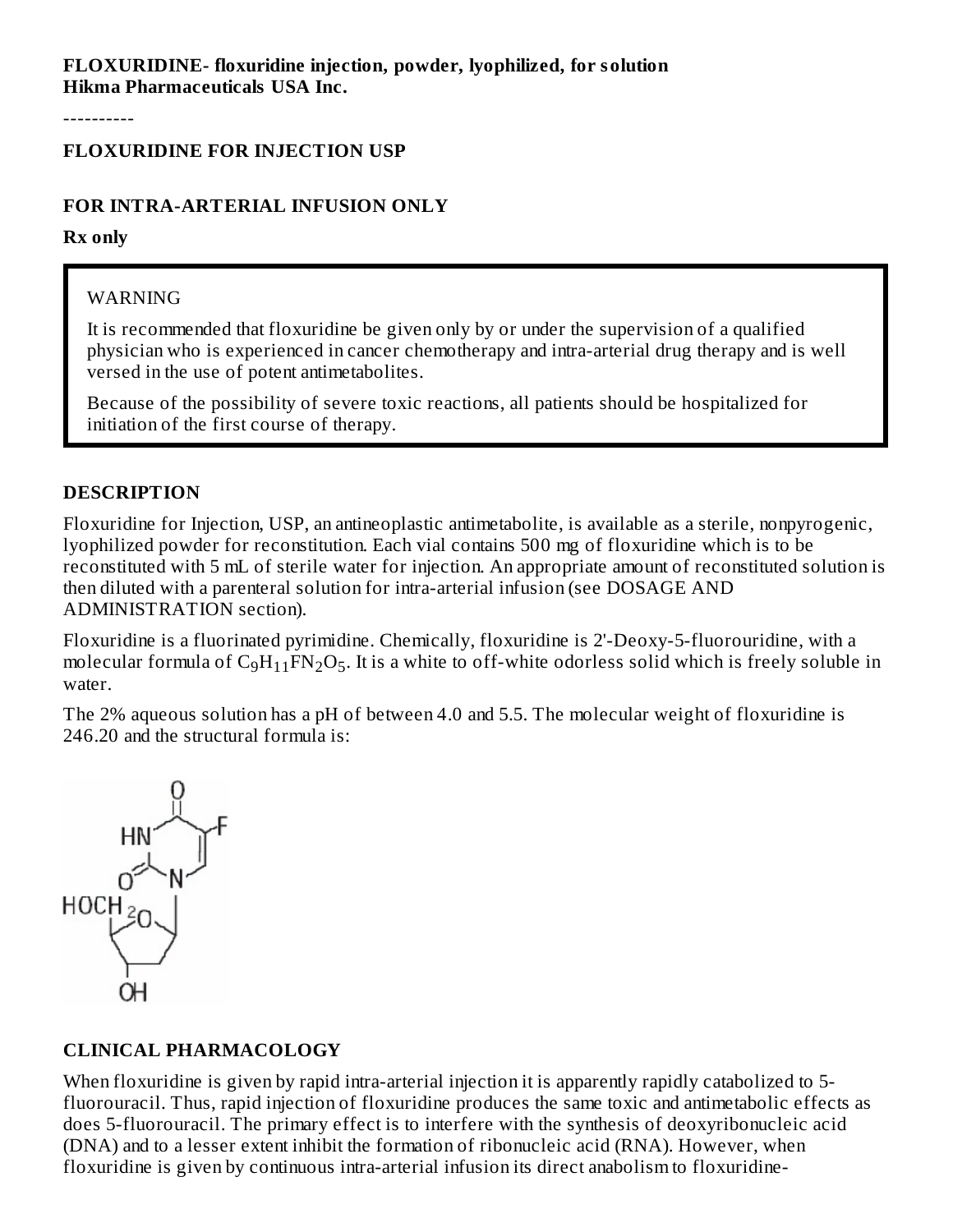**FLOXURIDINE- floxuridine injection, powder, lyophilized, for solution**
**Hikma Pharmaceuticals USA Inc.**

----------

**FLOXURIDINE FOR INJECTION USP**

**FOR INTRA-ARTERIAL INFUSION ONLY**

**Rx only**

> WARNING
>
> It is recommended that floxuridine be given only by or under the supervision of a qualified physician who is experienced in cancer chemotherapy and intra-arterial drug therapy and is well versed in the use of potent antimetabolites.
>
> Because of the possibility of severe toxic reactions, all patients should be hospitalized for initiation of the first course of therapy.

## DESCRIPTION

Floxuridine for Injection, USP, an antineoplastic antimetabolite, is available as a sterile, nonpyrogenic, lyophilized powder for reconstitution. Each vial contains 500 mg of floxuridine which is to be reconstituted with 5 mL of sterile water for injection. An appropriate amount of reconstituted solution is then diluted with a parenteral solution for intra-arterial infusion (see DOSAGE AND ADMINISTRATION section).

Floxuridine is a fluorinated pyrimidine. Chemically, floxuridine is 2'-Deoxy-5-fluorouridine, with a molecular formula of $C_9H_{11}FN_2O_5$. It is a white to off-white odorless solid which is freely soluble in water.

The 2% aqueous solution has a pH of between 4.0 and 5.5. The molecular weight of floxuridine is 246.20 and the structural formula is:

## CLINICAL PHARMACOLOGY

When floxuridine is given by rapid intra-arterial injection it is apparently rapidly catabolized to 5-fluorouracil. Thus, rapid injection of floxuridine produces the same toxic and antimetabolic effects as does 5-fluorouracil. The primary effect is to interfere with the synthesis of deoxyribonucleic acid (DNA) and to a lesser extent inhibit the formation of ribonucleic acid (RNA). However, when floxuridine is given by continuous intra-arterial infusion its direct anabolism to floxuridine-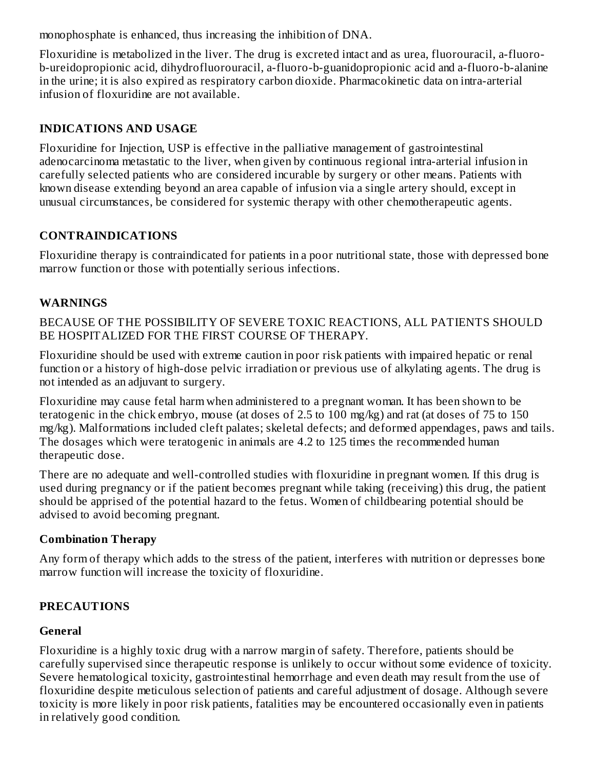monophosphate is enhanced, thus increasing the inhibition of DNA.

Floxuridine is metabolized in the liver. The drug is excreted intact and as urea, fluorouracil, a-fluoro-b-ureidopropionic acid, dihydrofluorouracil, a-fluoro-b-guanidopropionic acid and a-fluoro-b-alanine in the urine; it is also expired as respiratory carbon dioxide. Pharmacokinetic data on intra-arterial infusion of floxuridine are not available.

## INDICATIONS AND USAGE

Floxuridine for Injection, USP is effective in the palliative management of gastrointestinal adenocarcinoma metastatic to the liver, when given by continuous regional intra-arterial infusion in carefully selected patients who are considered incurable by surgery or other means. Patients with known disease extending beyond an area capable of infusion via a single artery should, except in unusual circumstances, be considered for systemic therapy with other chemotherapeutic agents.

## CONTRAINDICATIONS

Floxuridine therapy is contraindicated for patients in a poor nutritional state, those with depressed bone marrow function or those with potentially serious infections.

## WARNINGS

BECAUSE OF THE POSSIBILITY OF SEVERE TOXIC REACTIONS, ALL PATIENTS SHOULD BE HOSPITALIZED FOR THE FIRST COURSE OF THERAPY.

Floxuridine should be used with extreme caution in poor risk patients with impaired hepatic or renal function or a history of high-dose pelvic irradiation or previous use of alkylating agents. The drug is not intended as an adjuvant to surgery.

Floxuridine may cause fetal harm when administered to a pregnant woman. It has been shown to be teratogenic in the chick embryo, mouse (at doses of 2.5 to 100 mg/kg) and rat (at doses of 75 to 150 mg/kg). Malformations included cleft palates; skeletal defects; and deformed appendages, paws and tails. The dosages which were teratogenic in animals are 4.2 to 125 times the recommended human therapeutic dose.

There are no adequate and well-controlled studies with floxuridine in pregnant women. If this drug is used during pregnancy or if the patient becomes pregnant while taking (receiving) this drug, the patient should be apprised of the potential hazard to the fetus. Women of childbearing potential should be advised to avoid becoming pregnant.

### Combination Therapy

Any form of therapy which adds to the stress of the patient, interferes with nutrition or depresses bone marrow function will increase the toxicity of floxuridine.

## PRECAUTIONS

### General

Floxuridine is a highly toxic drug with a narrow margin of safety. Therefore, patients should be carefully supervised since therapeutic response is unlikely to occur without some evidence of toxicity. Severe hematological toxicity, gastrointestinal hemorrhage and even death may result from the use of floxuridine despite meticulous selection of patients and careful adjustment of dosage. Although severe toxicity is more likely in poor risk patients, fatalities may be encountered occasionally even in patients in relatively good condition.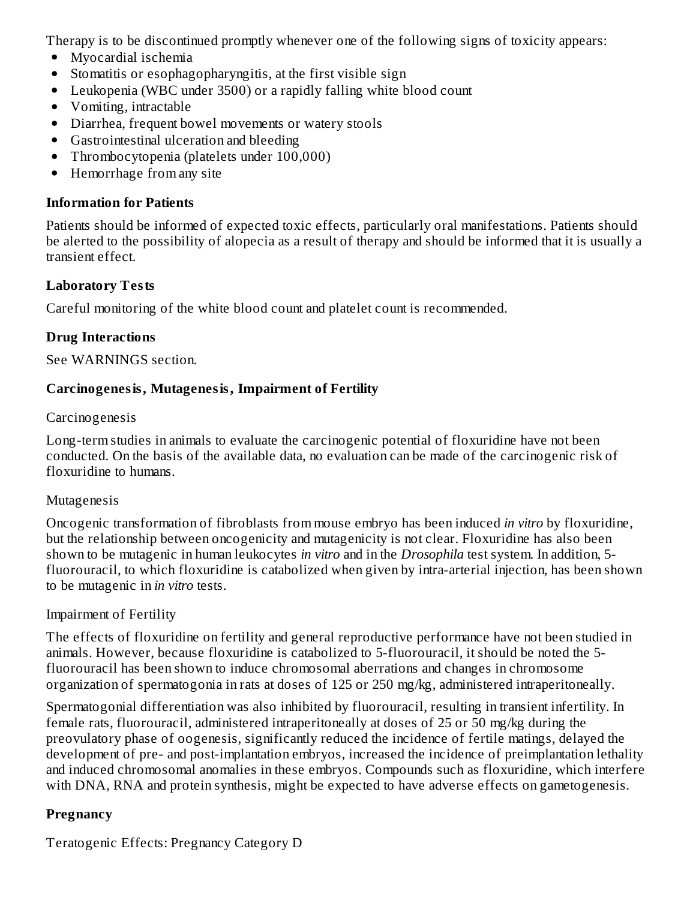Therapy is to be discontinued promptly whenever one of the following signs of toxicity appears:

- Myocardial ischemia
- Stomatitis or esophagopharyngitis, at the first visible sign
- Leukopenia (WBC under 3500) or a rapidly falling white blood count
- Vomiting, intractable
- Diarrhea, frequent bowel movements or watery stools
- Gastrointestinal ulceration and bleeding
- Thrombocytopenia (platelets under 100,000)
- Hemorrhage from any site

**Information for Patients**

Patients should be informed of expected toxic effects, particularly oral manifestations. Patients should be alerted to the possibility of alopecia as a result of therapy and should be informed that it is usually a transient effect.

**Laboratory Tests**

Careful monitoring of the white blood count and platelet count is recommended.

**Drug Interactions**

See WARNINGS section.

**Carcinogenesis, Mutagenesis, Impairment of Fertility**

Carcinogenesis

Long-term studies in animals to evaluate the carcinogenic potential of floxuridine have not been conducted. On the basis of the available data, no evaluation can be made of the carcinogenic risk of floxuridine to humans.

Mutagenesis

Oncogenic transformation of fibroblasts from mouse embryo has been induced *in vitro* by floxuridine, but the relationship between oncogenicity and mutagenicity is not clear. Floxuridine has also been shown to be mutagenic in human leukocytes *in vitro* and in the *Drosophila* test system. In addition, 5-fluorouracil, to which floxuridine is catabolized when given by intra-arterial injection, has been shown to be mutagenic in *in vitro* tests.

Impairment of Fertility

The effects of floxuridine on fertility and general reproductive performance have not been studied in animals. However, because floxuridine is catabolized to 5-fluorouracil, it should be noted the 5-fluorouracil has been shown to induce chromosomal aberrations and changes in chromosome organization of spermatogonia in rats at doses of 125 or 250 mg/kg, administered intraperitoneally.

Spermatogonial differentiation was also inhibited by fluorouracil, resulting in transient infertility. In female rats, fluorouracil, administered intraperitoneally at doses of 25 or 50 mg/kg during the preovulatory phase of oogenesis, significantly reduced the incidence of fertile matings, delayed the development of pre- and post-implantation embryos, increased the incidence of preimplantation lethality and induced chromosomal anomalies in these embryos. Compounds such as floxuridine, which interfere with DNA, RNA and protein synthesis, might be expected to have adverse effects on gametogenesis.

**Pregnancy**

Teratogenic Effects: Pregnancy Category D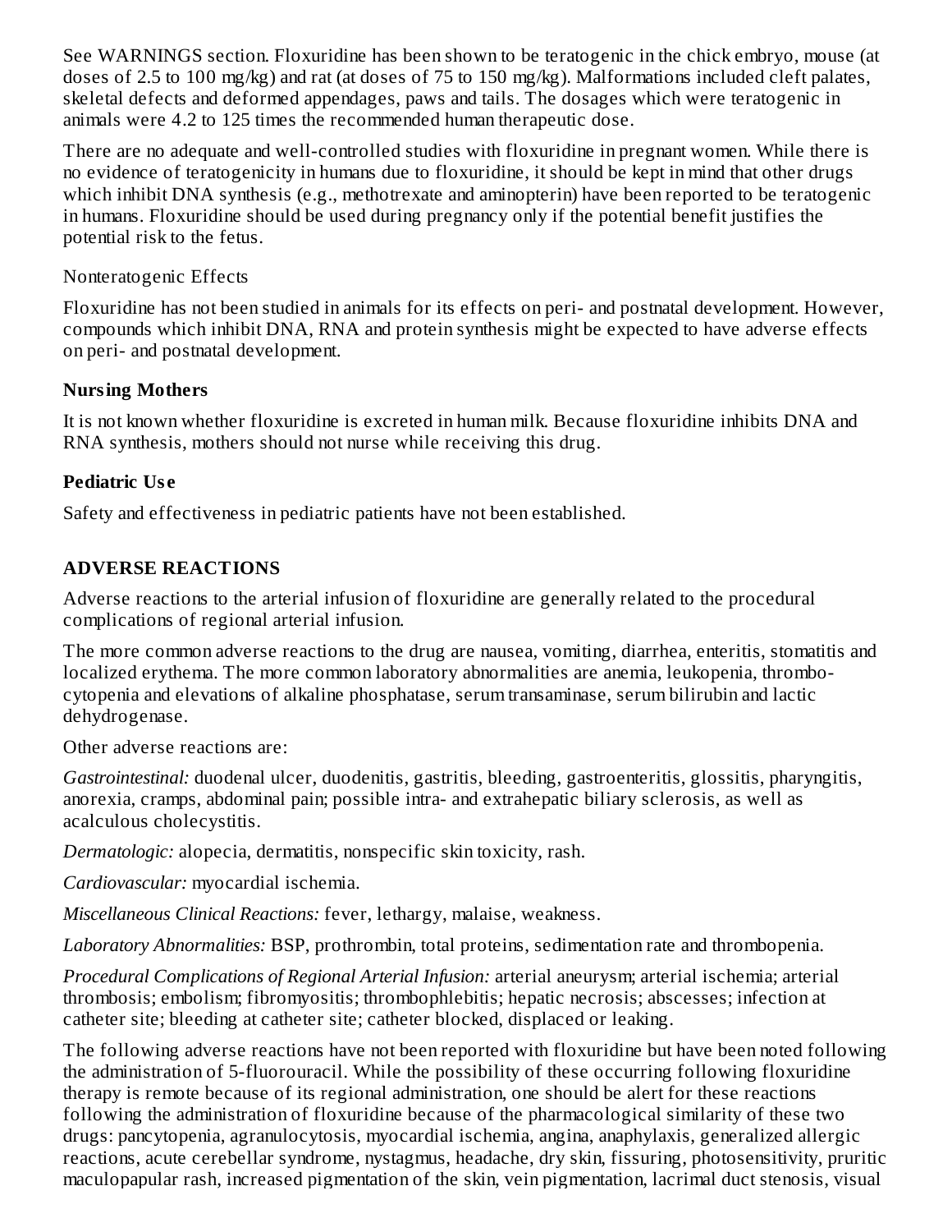See WARNINGS section. Floxuridine has been shown to be teratogenic in the chick embryo, mouse (at doses of 2.5 to 100 mg/kg) and rat (at doses of 75 to 150 mg/kg). Malformations included cleft palates, skeletal defects and deformed appendages, paws and tails. The dosages which were teratogenic in animals were 4.2 to 125 times the recommended human therapeutic dose.

There are no adequate and well-controlled studies with floxuridine in pregnant women. While there is no evidence of teratogenicity in humans due to floxuridine, it should be kept in mind that other drugs which inhibit DNA synthesis (e.g., methotrexate and aminopterin) have been reported to be teratogenic in humans. Floxuridine should be used during pregnancy only if the potential benefit justifies the potential risk to the fetus.

Nonteratogenic Effects

Floxuridine has not been studied in animals for its effects on peri- and postnatal development. However, compounds which inhibit DNA, RNA and protein synthesis might be expected to have adverse effects on peri- and postnatal development.

**Nursing Mothers**

It is not known whether floxuridine is excreted in human milk. Because floxuridine inhibits DNA and RNA synthesis, mothers should not nurse while receiving this drug.

**Pediatric Use**

Safety and effectiveness in pediatric patients have not been established.

## ADVERSE REACTIONS

Adverse reactions to the arterial infusion of floxuridine are generally related to the procedural complications of regional arterial infusion.

The more common adverse reactions to the drug are nausea, vomiting, diarrhea, enteritis, stomatitis and localized erythema. The more common laboratory abnormalities are anemia, leukopenia, thrombocytopenia and elevations of alkaline phosphatase, serum transaminase, serum bilirubin and lactic dehydrogenase.

Other adverse reactions are:

*Gastrointestinal:* duodenal ulcer, duodenitis, gastritis, bleeding, gastroenteritis, glossitis, pharyngitis, anorexia, cramps, abdominal pain; possible intra- and extrahepatic biliary sclerosis, as well as acalculous cholecystitis.

*Dermatologic:* alopecia, dermatitis, nonspecific skin toxicity, rash.

*Cardiovascular:* myocardial ischemia.

*Miscellaneous Clinical Reactions:* fever, lethargy, malaise, weakness.

*Laboratory Abnormalities:* BSP, prothrombin, total proteins, sedimentation rate and thrombopenia.

*Procedural Complications of Regional Arterial Infusion:* arterial aneurysm; arterial ischemia; arterial thrombosis; embolism; fibromyositis; thrombophlebitis; hepatic necrosis; abscesses; infection at catheter site; bleeding at catheter site; catheter blocked, displaced or leaking.

The following adverse reactions have not been reported with floxuridine but have been noted following the administration of 5-fluorouracil. While the possibility of these occurring following floxuridine therapy is remote because of its regional administration, one should be alert for these reactions following the administration of floxuridine because of the pharmacological similarity of these two drugs: pancytopenia, agranulocytosis, myocardial ischemia, angina, anaphylaxis, generalized allergic reactions, acute cerebellar syndrome, nystagmus, headache, dry skin, fissuring, photosensitivity, pruritic maculopapular rash, increased pigmentation of the skin, vein pigmentation, lacrimal duct stenosis, visual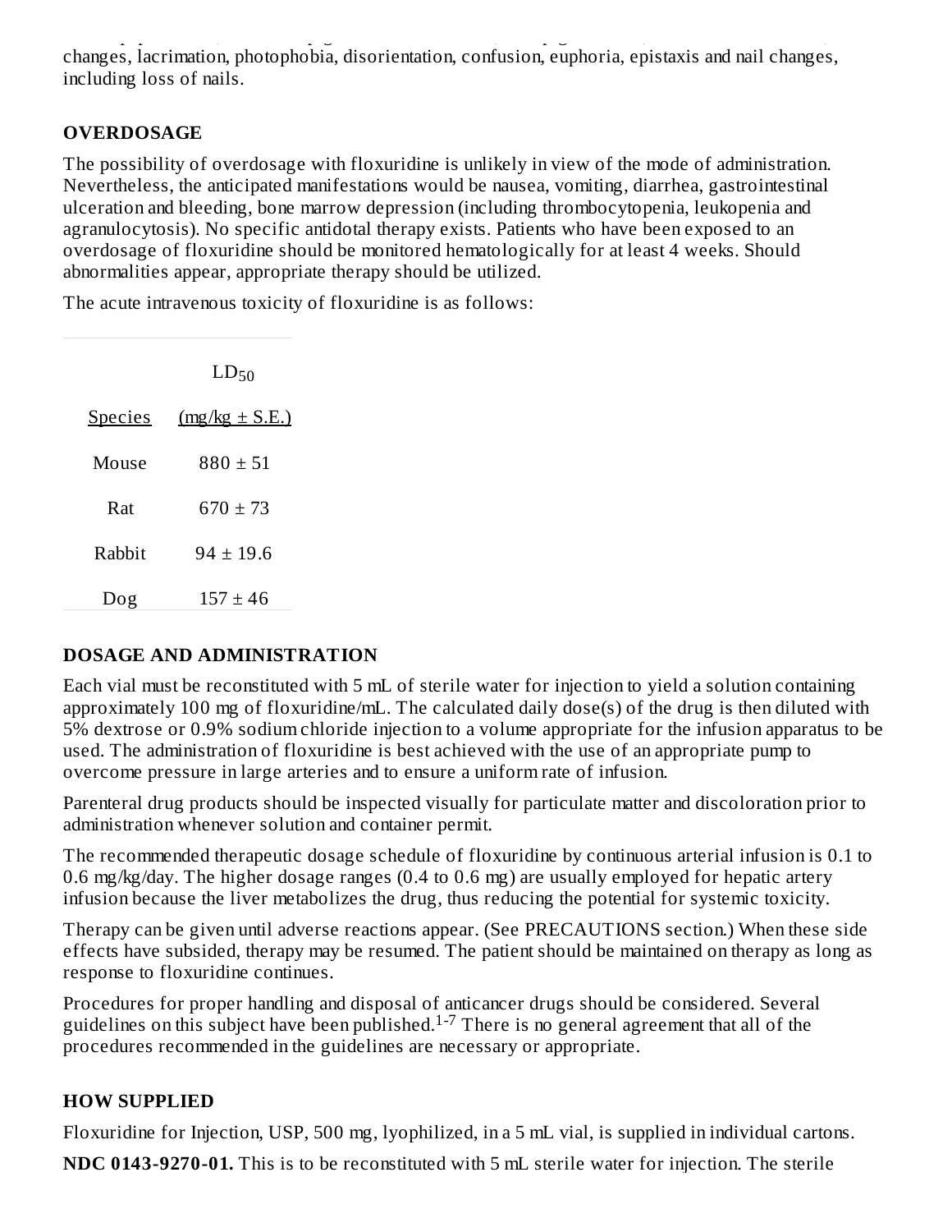changes, lacrimation, photophobia, disorientation, confusion, euphoria, epistaxis and nail changes, including loss of nails.

## OVERDOSAGE

The possibility of overdosage with floxuridine is unlikely in view of the mode of administration. Nevertheless, the anticipated manifestations would be nausea, vomiting, diarrhea, gastrointestinal ulceration and bleeding, bone marrow depression (including thrombocytopenia, leukopenia and agranulocytosis). No specific antidotal therapy exists. Patients who have been exposed to an overdosage of floxuridine should be monitored hematologically for at least 4 weeks. Should abnormalities appear, appropriate therapy should be utilized.

The acute intravenous toxicity of floxuridine is as follows:

| Species | $LD_{50}$ (mg/kg ± S.E.) |
|---|---|
| Mouse | 880 ± 51 |
| Rat | 670 ± 73 |
| Rabbit | 94 ± 19.6 |
| Dog | 157 ± 46 |

## DOSAGE AND ADMINISTRATION

Each vial must be reconstituted with 5 mL of sterile water for injection to yield a solution containing approximately 100 mg of floxuridine/mL. The calculated daily dose(s) of the drug is then diluted with 5% dextrose or 0.9% sodium chloride injection to a volume appropriate for the infusion apparatus to be used. The administration of floxuridine is best achieved with the use of an appropriate pump to overcome pressure in large arteries and to ensure a uniform rate of infusion.

Parenteral drug products should be inspected visually for particulate matter and discoloration prior to administration whenever solution and container permit.

The recommended therapeutic dosage schedule of floxuridine by continuous arterial infusion is 0.1 to 0.6 mg/kg/day. The higher dosage ranges (0.4 to 0.6 mg) are usually employed for hepatic artery infusion because the liver metabolizes the drug, thus reducing the potential for systemic toxicity.

Therapy can be given until adverse reactions appear. (See PRECAUTIONS section.) When these side effects have subsided, therapy may be resumed. The patient should be maintained on therapy as long as response to floxuridine continues.

Procedures for proper handling and disposal of anticancer drugs should be considered. Several guidelines on this subject have been published.[1-7] There is no general agreement that all of the procedures recommended in the guidelines are necessary or appropriate.

## HOW SUPPLIED

Floxuridine for Injection, USP, 500 mg, lyophilized, in a 5 mL vial, is supplied in individual cartons.

**NDC 0143-9270-01.** This is to be reconstituted with 5 mL sterile water for injection. The sterile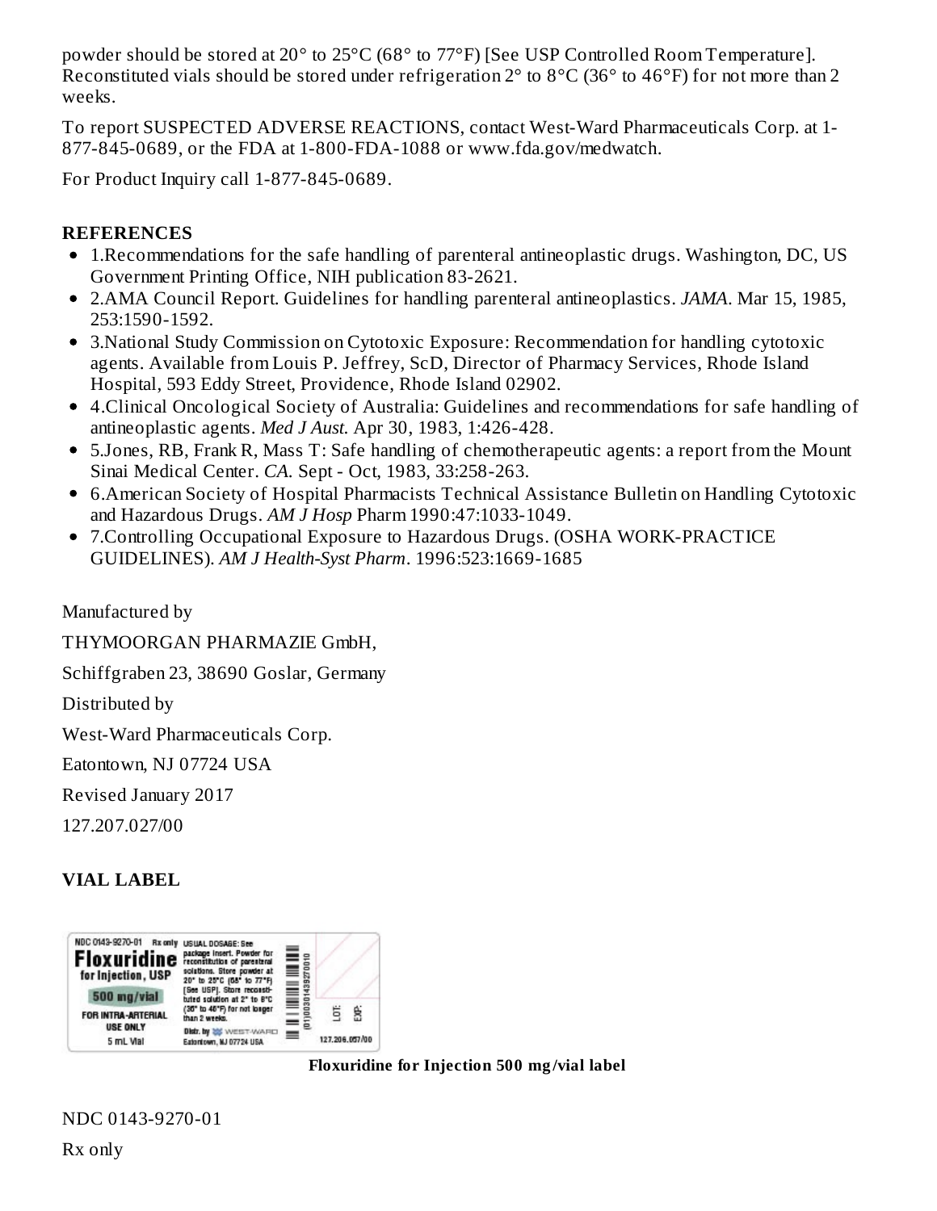powder should be stored at 20° to 25°C (68° to 77°F) [See USP Controlled Room Temperature]. Reconstituted vials should be stored under refrigeration 2° to 8°C (36° to 46°F) for not more than 2 weeks.

To report SUSPECTED ADVERSE REACTIONS, contact West-Ward Pharmaceuticals Corp. at 1-877-845-0689, or the FDA at 1-800-FDA-1088 or www.fda.gov/medwatch.

For Product Inquiry call 1-877-845-0689.

**REFERENCES**

- 1.Recommendations for the safe handling of parenteral antineoplastic drugs. Washington, DC, US Government Printing Office, NIH publication 83-2621.
- 2.AMA Council Report. Guidelines for handling parenteral antineoplastics. *JAMA*. Mar 15, 1985, 253:1590-1592.
- 3.National Study Commission on Cytotoxic Exposure: Recommendation for handling cytotoxic agents. Available from Louis P. Jeffrey, ScD, Director of Pharmacy Services, Rhode Island Hospital, 593 Eddy Street, Providence, Rhode Island 02902.
- 4.Clinical Oncological Society of Australia: Guidelines and recommendations for safe handling of antineoplastic agents. *Med J Aust*. Apr 30, 1983, 1:426-428.
- 5.Jones, RB, Frank R, Mass T: Safe handling of chemotherapeutic agents: a report from the Mount Sinai Medical Center. *CA*. Sept - Oct, 1983, 33:258-263.
- 6.American Society of Hospital Pharmacists Technical Assistance Bulletin on Handling Cytotoxic and Hazardous Drugs. *AM J Hosp* Pharm 1990:47:1033-1049.
- 7.Controlling Occupational Exposure to Hazardous Drugs. (OSHA WORK-PRACTICE GUIDELINES). *AM J Health-Syst Pharm*. 1996:523:1669-1685

Manufactured by

THYMOORGAN PHARMAZIE GmbH,

Schiffgraben 23, 38690 Goslar, Germany

Distributed by

West-Ward Pharmaceuticals Corp.

Eatontown, NJ 07724 USA

Revised January 2017

127.207.027/00

**VIAL LABEL**

NDC 0143-9270-01 Rx only USUAL DOSAGE: See package insert. Powder for reconstitution of parenteral solutions. Store powder at 20° to 25°C (68° to 77°F) [See USP]. Store reconstituted solution at 2° to 8°C (36° to 46°F) for not longer than 2 weeks.

Floxuridine for Injection, USP

500 mg/vial

FOR INTRA-ARTERIAL USE ONLY

5 mL Vial

Distr. by WEST-WARD Eatontown, NJ 07724 USA

(01)00301439270010

LOT: EXP:

127.206.057/00

**Floxuridine for Injection 500 mg/vial label**

NDC 0143-9270-01

Rx only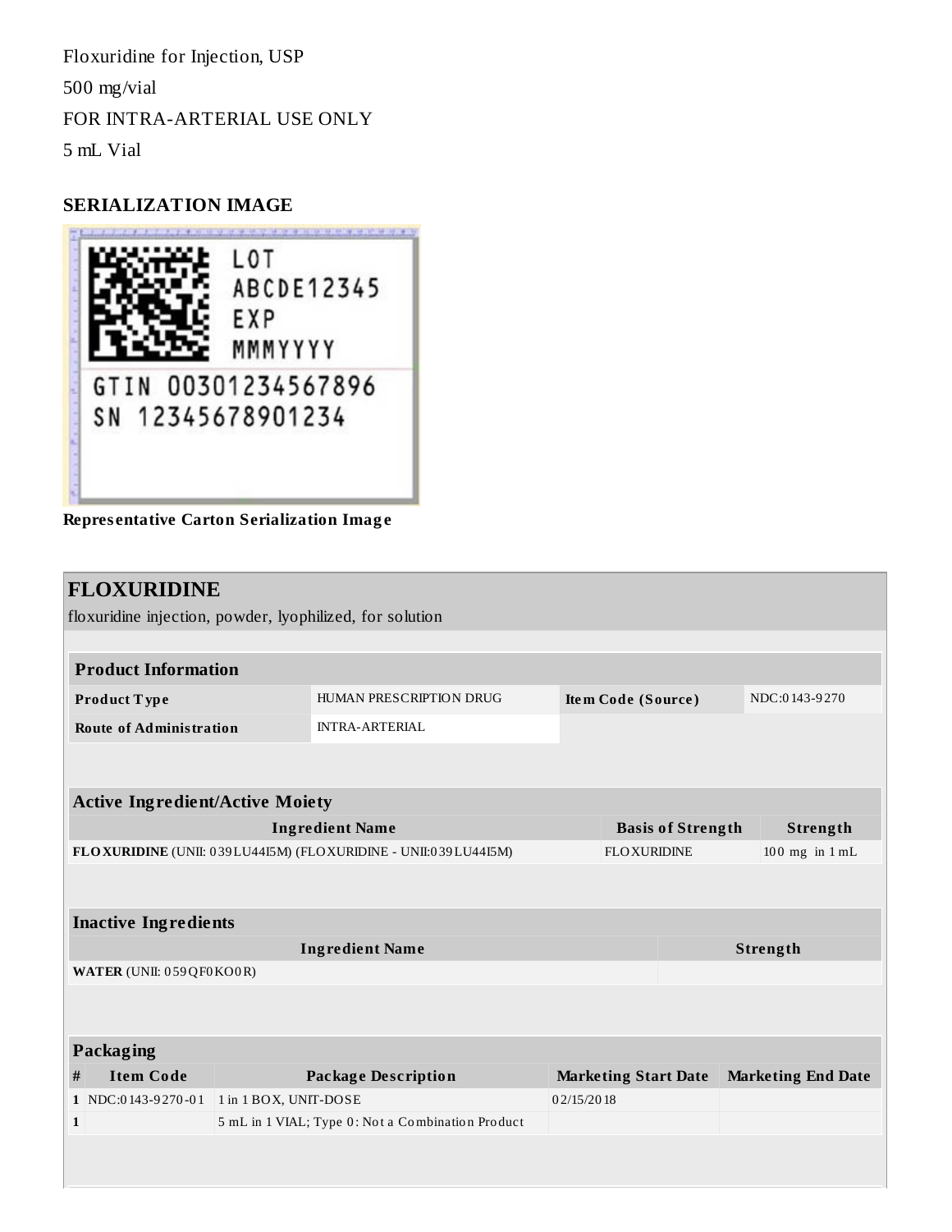Floxuridine for Injection, USP

500 mg/vial

FOR INTRA-ARTERIAL USE ONLY

5 mL Vial

## SERIALIZATION IMAGE

LOT
ABCDE12345
EXP
MMMYYYY

GTIN 00301234567896
SN 12345678901234

**Representative Carton Serialization Image**

## FLOXURIDINE

floxuridine injection, powder, lyophilized, for solution

| **Product Information** | | | |
|---|---|---|---|
| **Product Type** | HUMAN PRESCRIPTION DRUG | **Item Code (Source)** | NDC:0143-9270 |
| **Route of Administration** | INTRA-ARTERIAL | | |

| **Active Ingredient/Active Moiety** | | |
|---|---|---|
| **Ingredient Name** | **Basis of Strength** | **Strength** |
| **FLOXURIDINE** (UNII: 039LU44I5M) (FLOXURIDINE - UNII:039LU44I5M) | FLOXURIDINE | 100 mg in 1 mL |

| **Inactive Ingredients** | |
|---|---|
| **Ingredient Name** | **Strength** |
| **WATER** (UNII: 059QF0KO0R) | |

| **Packaging** | | | | |
|---|---|---|---|---|
| **#** | **Item Code** | **Package Description** | **Marketing Start Date** | **Marketing End Date** |
| 1 | NDC:0143-9270-01 | 1 in 1 BOX, UNIT-DOSE | 02/15/2018 | |
| 1 | | 5 mL in 1 VIAL; Type 0: Not a Combination Product | | |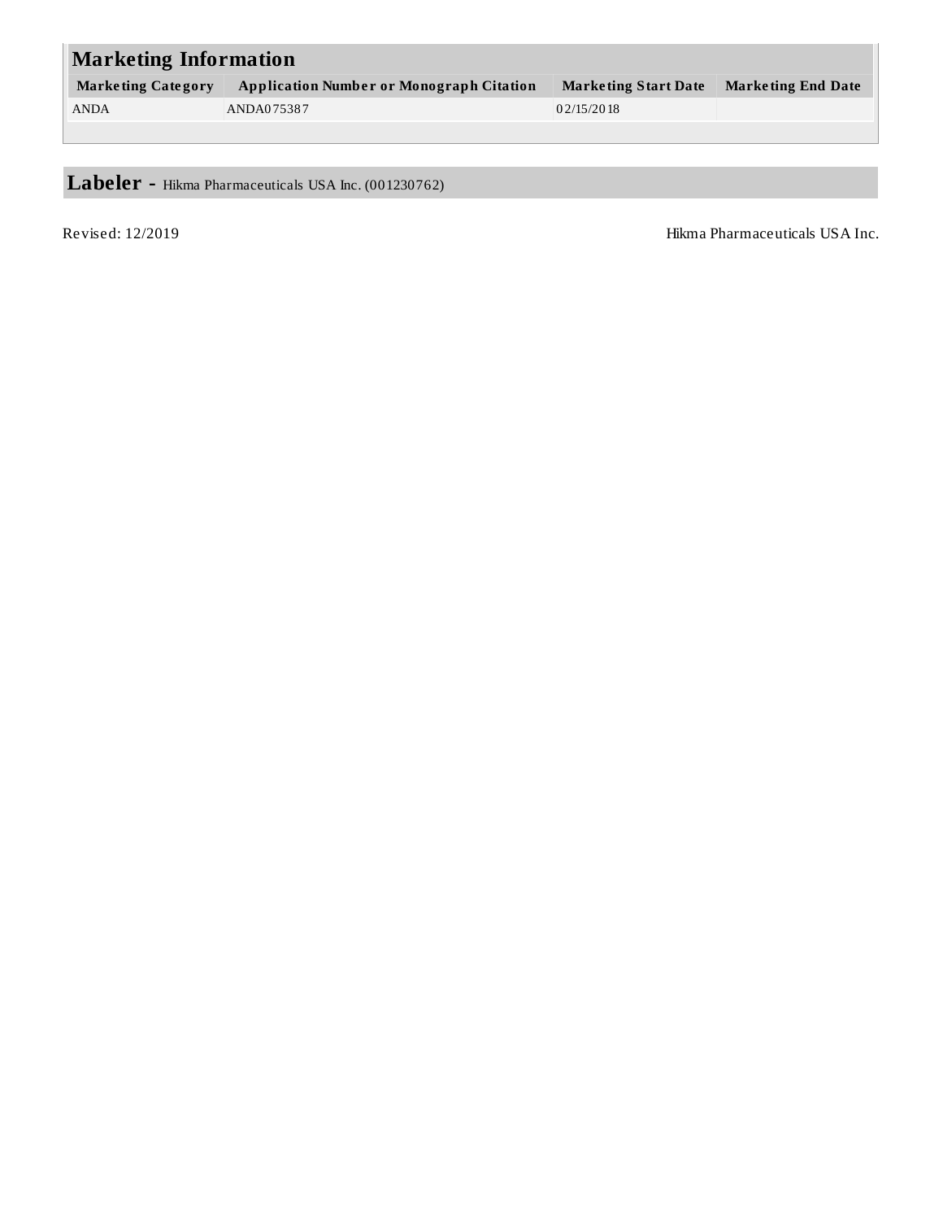## Marketing Information

| Marketing Category | Application Number or Monograph Citation | Marketing Start Date | Marketing End Date |
|---|---|---|---|
| ANDA | ANDA075387 | 02/15/2018 | |

## Labeler - Hikma Pharmaceuticals USA Inc. (001230762)

Revised: 12/2019

Hikma Pharmaceuticals USA Inc.